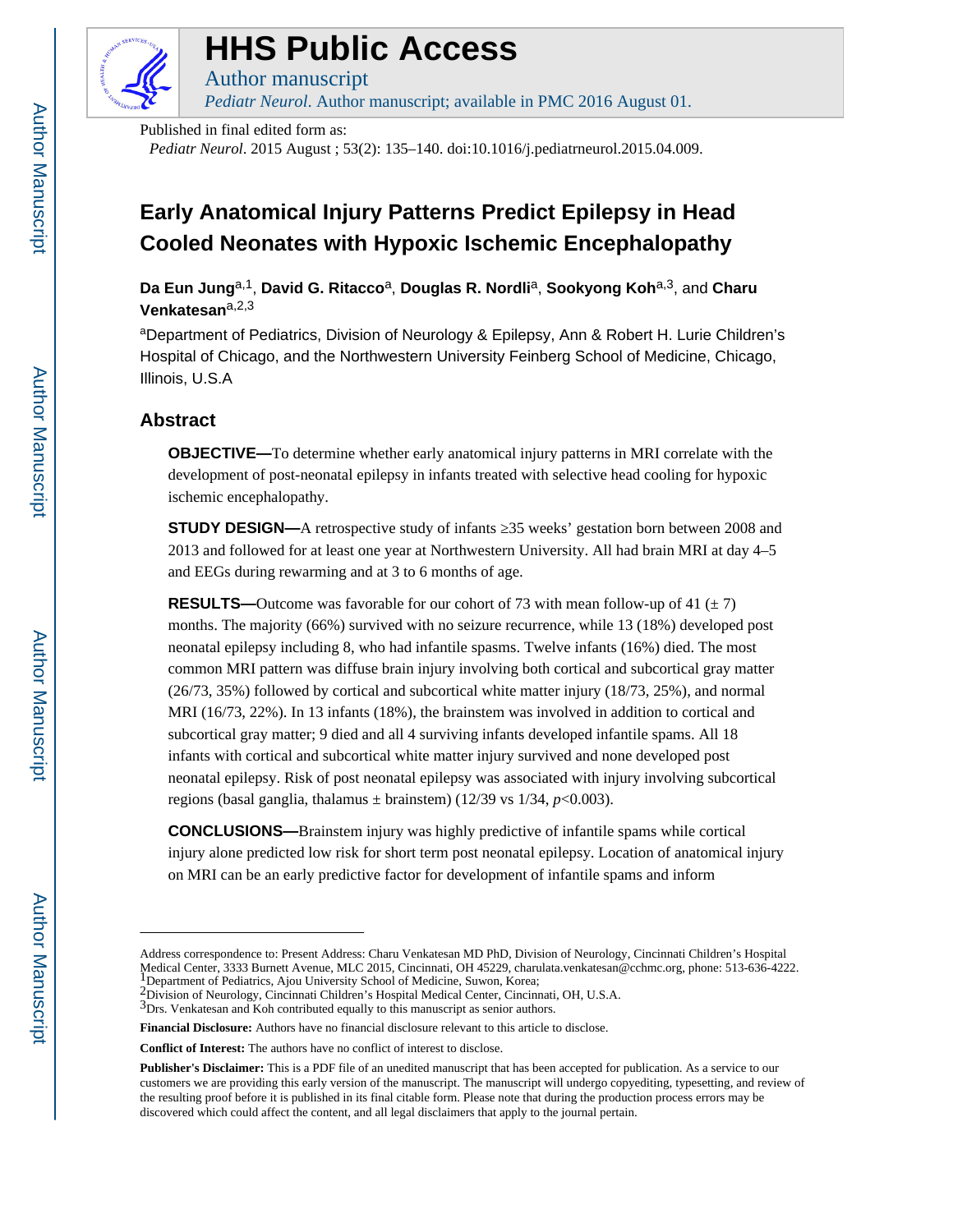# HHS Public Access

Author manuscript

*Pediatr Neurol*. Author manuscript; available in PMC 2016 August 01.

Published in final edited form as:

*Pediatr Neurol*. 2015 August ; 53(2): 135–140. doi:10.1016/j.pediatrneurol.2015.04.009.

# Early Anatomical Injury Patterns Predict Epilepsy in Head Cooled Neonates with Hypoxic Ischemic Encephalopathy

**Da Eun Jung**[a,1], **David G. Ritacco**[a], **Douglas R. Nordli**[a], **Sookyong Koh**[a,3], and **Charu Venkatesan**[a,2,3]

[a]Department of Pediatrics, Division of Neurology & Epilepsy, Ann & Robert H. Lurie Children's Hospital of Chicago, and the Northwestern University Feinberg School of Medicine, Chicago, Illinois, U.S.A

## Abstract

**OBJECTIVE—**To determine whether early anatomical injury patterns in MRI correlate with the development of post-neonatal epilepsy in infants treated with selective head cooling for hypoxic ischemic encephalopathy.

**STUDY DESIGN—**A retrospective study of infants ≥35 weeks' gestation born between 2008 and 2013 and followed for at least one year at Northwestern University. All had brain MRI at day 4–5 and EEGs during rewarming and at 3 to 6 months of age.

**RESULTS—**Outcome was favorable for our cohort of 73 with mean follow-up of 41 (± 7) months. The majority (66%) survived with no seizure recurrence, while 13 (18%) developed post neonatal epilepsy including 8, who had infantile spasms. Twelve infants (16%) died. The most common MRI pattern was diffuse brain injury involving both cortical and subcortical gray matter (26/73, 35%) followed by cortical and subcortical white matter injury (18/73, 25%), and normal MRI (16/73, 22%). In 13 infants (18%), the brainstem was involved in addition to cortical and subcortical gray matter; 9 died and all 4 surviving infants developed infantile spams. All 18 infants with cortical and subcortical white matter injury survived and none developed post neonatal epilepsy. Risk of post neonatal epilepsy was associated with injury involving subcortical regions (basal ganglia, thalamus ± brainstem) (12/39 vs 1/34, $p<0.003$).

**CONCLUSIONS—**Brainstem injury was highly predictive of infantile spams while cortical injury alone predicted low risk for short term post neonatal epilepsy. Location of anatomical injury on MRI can be an early predictive factor for development of infantile spams and inform

---

Address correspondence to: Present Address: Charu Venkatesan MD PhD, Division of Neurology, Cincinnati Children's Hospital Medical Center, 3333 Burnett Avenue, MLC 2015, Cincinnati, OH 45229, charulata.venkatesan@cchmc.org, phone: 513-636-4222.

[1]Department of Pediatrics, Ajou University School of Medicine, Suwon, Korea;

[2]Division of Neurology, Cincinnati Children's Hospital Medical Center, Cincinnati, OH, U.S.A.

[3]Drs. Venkatesan and Koh contributed equally to this manuscript as senior authors.

**Financial Disclosure:** Authors have no financial disclosure relevant to this article to disclose.

**Conflict of Interest:** The authors have no conflict of interest to disclose.

**Publisher's Disclaimer:** This is a PDF file of an unedited manuscript that has been accepted for publication. As a service to our customers we are providing this early version of the manuscript. The manuscript will undergo copyediting, typesetting, and review of the resulting proof before it is published in its final citable form. Please note that during the production process errors may be discovered which could affect the content, and all legal disclaimers that apply to the journal pertain.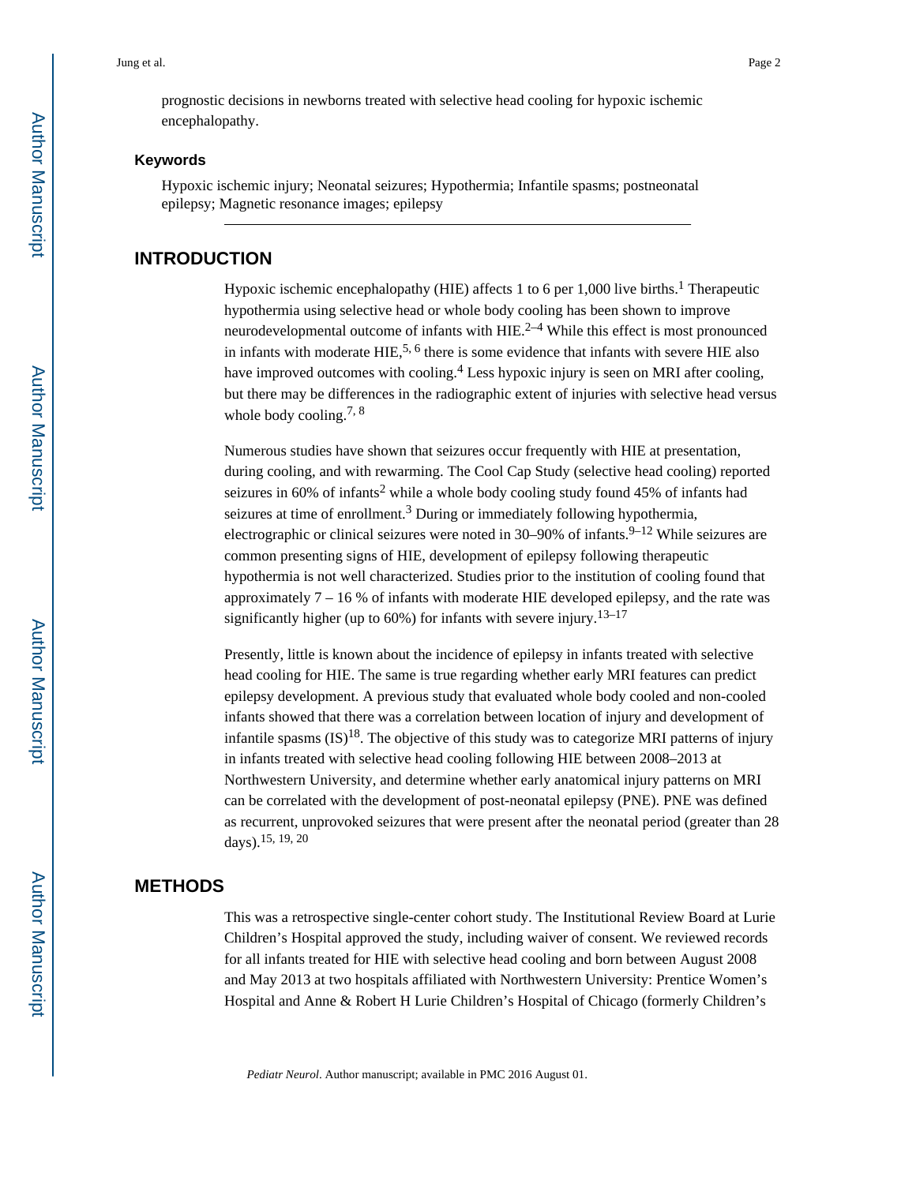prognostic decisions in newborns treated with selective head cooling for hypoxic ischemic encephalopathy.

### Keywords

Hypoxic ischemic injury; Neonatal seizures; Hypothermia; Infantile spasms; postneonatal epilepsy; Magnetic resonance images; epilepsy

## INTRODUCTION

Hypoxic ischemic encephalopathy (HIE) affects 1 to 6 per 1,000 live births.[1] Therapeutic hypothermia using selective head or whole body cooling has been shown to improve neurodevelopmental outcome of infants with HIE.[2–4] While this effect is most pronounced in infants with moderate HIE,[5, 6] there is some evidence that infants with severe HIE also have improved outcomes with cooling.[4] Less hypoxic injury is seen on MRI after cooling, but there may be differences in the radiographic extent of injuries with selective head versus whole body cooling.[7, 8]

Numerous studies have shown that seizures occur frequently with HIE at presentation, during cooling, and with rewarming. The Cool Cap Study (selective head cooling) reported seizures in 60% of infants[2] while a whole body cooling study found 45% of infants had seizures at time of enrollment.[3] During or immediately following hypothermia, electrographic or clinical seizures were noted in 30–90% of infants.[9–12] While seizures are common presenting signs of HIE, development of epilepsy following therapeutic hypothermia is not well characterized. Studies prior to the institution of cooling found that approximately 7 – 16 % of infants with moderate HIE developed epilepsy, and the rate was significantly higher (up to 60%) for infants with severe injury.[13–17]

Presently, little is known about the incidence of epilepsy in infants treated with selective head cooling for HIE. The same is true regarding whether early MRI features can predict epilepsy development. A previous study that evaluated whole body cooled and non-cooled infants showed that there was a correlation between location of injury and development of infantile spasms (IS)[18]. The objective of this study was to categorize MRI patterns of injury in infants treated with selective head cooling following HIE between 2008–2013 at Northwestern University, and determine whether early anatomical injury patterns on MRI can be correlated with the development of post-neonatal epilepsy (PNE). PNE was defined as recurrent, unprovoked seizures that were present after the neonatal period (greater than 28 days).[15, 19, 20]

## METHODS

This was a retrospective single-center cohort study. The Institutional Review Board at Lurie Children's Hospital approved the study, including waiver of consent. We reviewed records for all infants treated for HIE with selective head cooling and born between August 2008 and May 2013 at two hospitals affiliated with Northwestern University: Prentice Women's Hospital and Anne & Robert H Lurie Children's Hospital of Chicago (formerly Children's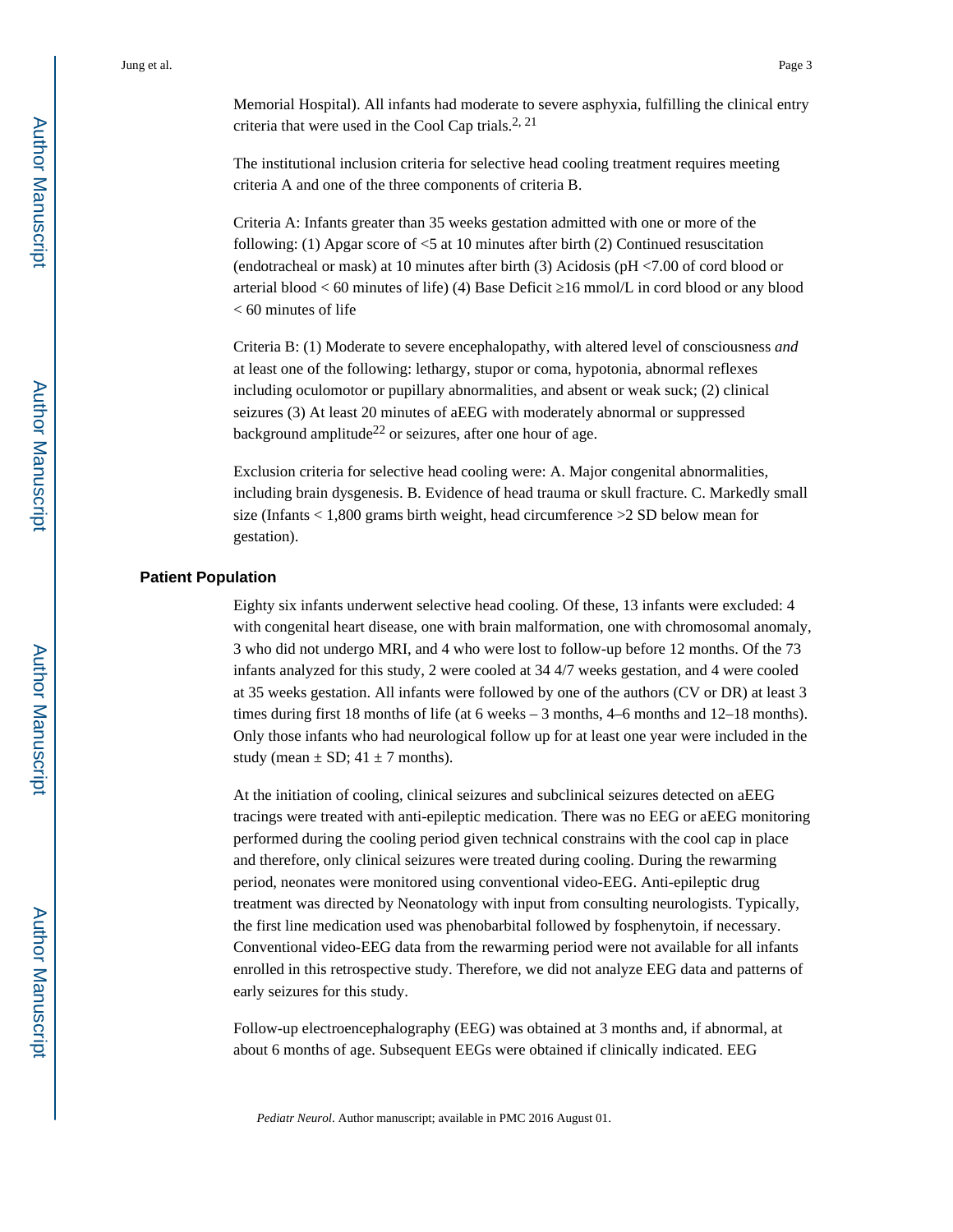Memorial Hospital). All infants had moderate to severe asphyxia, fulfilling the clinical entry criteria that were used in the Cool Cap trials.[2, 21]

The institutional inclusion criteria for selective head cooling treatment requires meeting criteria A and one of the three components of criteria B.

Criteria A: Infants greater than 35 weeks gestation admitted with one or more of the following: (1) Apgar score of <5 at 10 minutes after birth (2) Continued resuscitation (endotracheal or mask) at 10 minutes after birth (3) Acidosis (pH <7.00 of cord blood or arterial blood < 60 minutes of life) (4) Base Deficit ≥16 mmol/L in cord blood or any blood < 60 minutes of life

Criteria B: (1) Moderate to severe encephalopathy, with altered level of consciousness *and* at least one of the following: lethargy, stupor or coma, hypotonia, abnormal reflexes including oculomotor or pupillary abnormalities, and absent or weak suck; (2) clinical seizures (3) At least 20 minutes of aEEG with moderately abnormal or suppressed background amplitude[22] or seizures, after one hour of age.

Exclusion criteria for selective head cooling were: A. Major congenital abnormalities, including brain dysgenesis. B. Evidence of head trauma or skull fracture. C. Markedly small size (Infants < 1,800 grams birth weight, head circumference >2 SD below mean for gestation).

## Patient Population

Eighty six infants underwent selective head cooling. Of these, 13 infants were excluded: 4 with congenital heart disease, one with brain malformation, one with chromosomal anomaly, 3 who did not undergo MRI, and 4 who were lost to follow-up before 12 months. Of the 73 infants analyzed for this study, 2 were cooled at 34 4/7 weeks gestation, and 4 were cooled at 35 weeks gestation. All infants were followed by one of the authors (CV or DR) at least 3 times during first 18 months of life (at 6 weeks – 3 months, 4–6 months and 12–18 months). Only those infants who had neurological follow up for at least one year were included in the study (mean ± SD; 41 ± 7 months).

At the initiation of cooling, clinical seizures and subclinical seizures detected on aEEG tracings were treated with anti-epileptic medication. There was no EEG or aEEG monitoring performed during the cooling period given technical constrains with the cool cap in place and therefore, only clinical seizures were treated during cooling. During the rewarming period, neonates were monitored using conventional video-EEG. Anti-epileptic drug treatment was directed by Neonatology with input from consulting neurologists. Typically, the first line medication used was phenobarbital followed by fosphenytoin, if necessary. Conventional video-EEG data from the rewarming period were not available for all infants enrolled in this retrospective study. Therefore, we did not analyze EEG data and patterns of early seizures for this study.

Follow-up electroencephalography (EEG) was obtained at 3 months and, if abnormal, at about 6 months of age. Subsequent EEGs were obtained if clinically indicated. EEG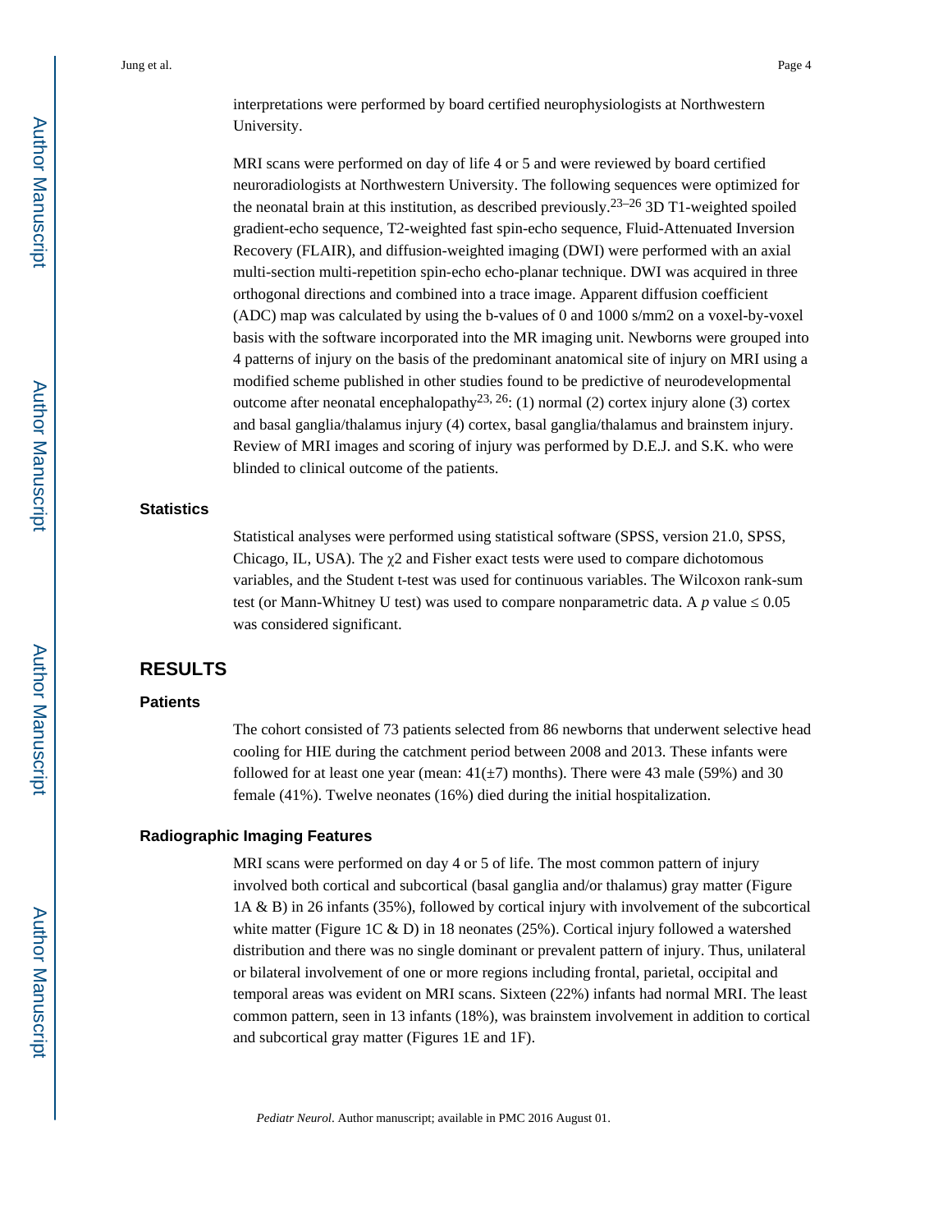interpretations were performed by board certified neurophysiologists at Northwestern University.

MRI scans were performed on day of life 4 or 5 and were reviewed by board certified neuroradiologists at Northwestern University. The following sequences were optimized for the neonatal brain at this institution, as described previously.[23–26] 3D T1-weighted spoiled gradient-echo sequence, T2-weighted fast spin-echo sequence, Fluid-Attenuated Inversion Recovery (FLAIR), and diffusion-weighted imaging (DWI) were performed with an axial multi-section multi-repetition spin-echo echo-planar technique. DWI was acquired in three orthogonal directions and combined into a trace image. Apparent diffusion coefficient (ADC) map was calculated by using the b-values of 0 and 1000 s/mm2 on a voxel-by-voxel basis with the software incorporated into the MR imaging unit. Newborns were grouped into 4 patterns of injury on the basis of the predominant anatomical site of injury on MRI using a modified scheme published in other studies found to be predictive of neurodevelopmental outcome after neonatal encephalopathy[23, 26]: (1) normal (2) cortex injury alone (3) cortex and basal ganglia/thalamus injury (4) cortex, basal ganglia/thalamus and brainstem injury. Review of MRI images and scoring of injury was performed by D.E.J. and S.K. who were blinded to clinical outcome of the patients.

### Statistics

Statistical analyses were performed using statistical software (SPSS, version 21.0, SPSS, Chicago, IL, USA). The $\chi^2$ and Fisher exact tests were used to compare dichotomous variables, and the Student t-test was used for continuous variables. The Wilcoxon rank-sum test (or Mann-Whitney U test) was used to compare nonparametric data. A $p$ value $\leq 0.05$ was considered significant.

## RESULTS

### Patients

The cohort consisted of 73 patients selected from 86 newborns that underwent selective head cooling for HIE during the catchment period between 2008 and 2013. These infants were followed for at least one year (mean: 41(±7) months). There were 43 male (59%) and 30 female (41%). Twelve neonates (16%) died during the initial hospitalization.

### Radiographic Imaging Features

MRI scans were performed on day 4 or 5 of life. The most common pattern of injury involved both cortical and subcortical (basal ganglia and/or thalamus) gray matter (Figure 1A & B) in 26 infants (35%), followed by cortical injury with involvement of the subcortical white matter (Figure 1C & D) in 18 neonates (25%). Cortical injury followed a watershed distribution and there was no single dominant or prevalent pattern of injury. Thus, unilateral or bilateral involvement of one or more regions including frontal, parietal, occipital and temporal areas was evident on MRI scans. Sixteen (22%) infants had normal MRI. The least common pattern, seen in 13 infants (18%), was brainstem involvement in addition to cortical and subcortical gray matter (Figures 1E and 1F).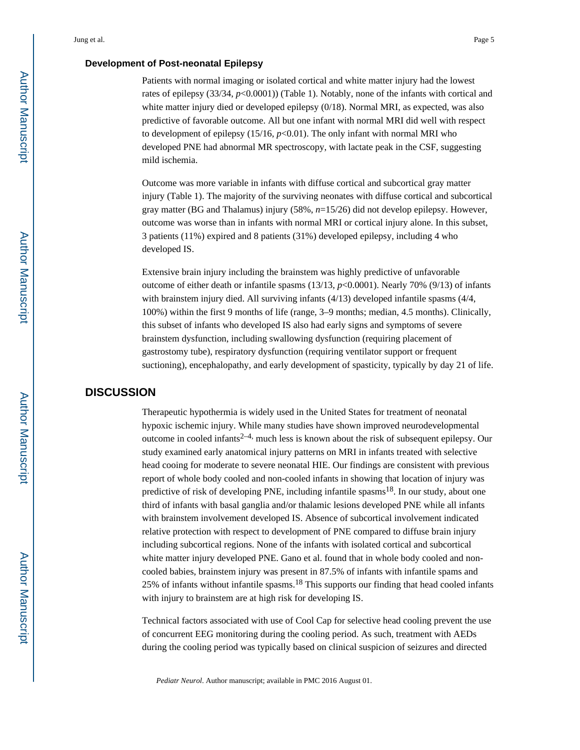### Development of Post-neonatal Epilepsy

Patients with normal imaging or isolated cortical and white matter injury had the lowest rates of epilepsy (33/34, $p$<0.0001)) (Table 1). Notably, none of the infants with cortical and white matter injury died or developed epilepsy (0/18). Normal MRI, as expected, was also predictive of favorable outcome. All but one infant with normal MRI did well with respect to development of epilepsy (15/16, $p$<0.01). The only infant with normal MRI who developed PNE had abnormal MR spectroscopy, with lactate peak in the CSF, suggesting mild ischemia.

Outcome was more variable in infants with diffuse cortical and subcortical gray matter injury (Table 1). The majority of the surviving neonates with diffuse cortical and subcortical gray matter (BG and Thalamus) injury (58%, $n$=15/26) did not develop epilepsy. However, outcome was worse than in infants with normal MRI or cortical injury alone. In this subset, 3 patients (11%) expired and 8 patients (31%) developed epilepsy, including 4 who developed IS.

Extensive brain injury including the brainstem was highly predictive of unfavorable outcome of either death or infantile spasms (13/13, $p$<0.0001). Nearly 70% (9/13) of infants with brainstem injury died. All surviving infants (4/13) developed infantile spasms (4/4, 100%) within the first 9 months of life (range, 3–9 months; median, 4.5 months). Clinically, this subset of infants who developed IS also had early signs and symptoms of severe brainstem dysfunction, including swallowing dysfunction (requiring placement of gastrostomy tube), respiratory dysfunction (requiring ventilator support or frequent suctioning), encephalopathy, and early development of spasticity, typically by day 21 of life.

## DISCUSSION

Therapeutic hypothermia is widely used in the United States for treatment of neonatal hypoxic ischemic injury. While many studies have shown improved neurodevelopmental outcome in cooled infants[2–4,] much less is known about the risk of subsequent epilepsy. Our study examined early anatomical injury patterns on MRI in infants treated with selective head cooing for moderate to severe neonatal HIE. Our findings are consistent with previous report of whole body cooled and non-cooled infants in showing that location of injury was predictive of risk of developing PNE, including infantile spasms[18]. In our study, about one third of infants with basal ganglia and/or thalamic lesions developed PNE while all infants with brainstem involvement developed IS. Absence of subcortical involvement indicated relative protection with respect to development of PNE compared to diffuse brain injury including subcortical regions. None of the infants with isolated cortical and subcortical white matter injury developed PNE. Gano et al. found that in whole body cooled and non-cooled babies, brainstem injury was present in 87.5% of infants with infantile spams and 25% of infants without infantile spasms.[18] This supports our finding that head cooled infants with injury to brainstem are at high risk for developing IS.

Technical factors associated with use of Cool Cap for selective head cooling prevent the use of concurrent EEG monitoring during the cooling period. As such, treatment with AEDs during the cooling period was typically based on clinical suspicion of seizures and directed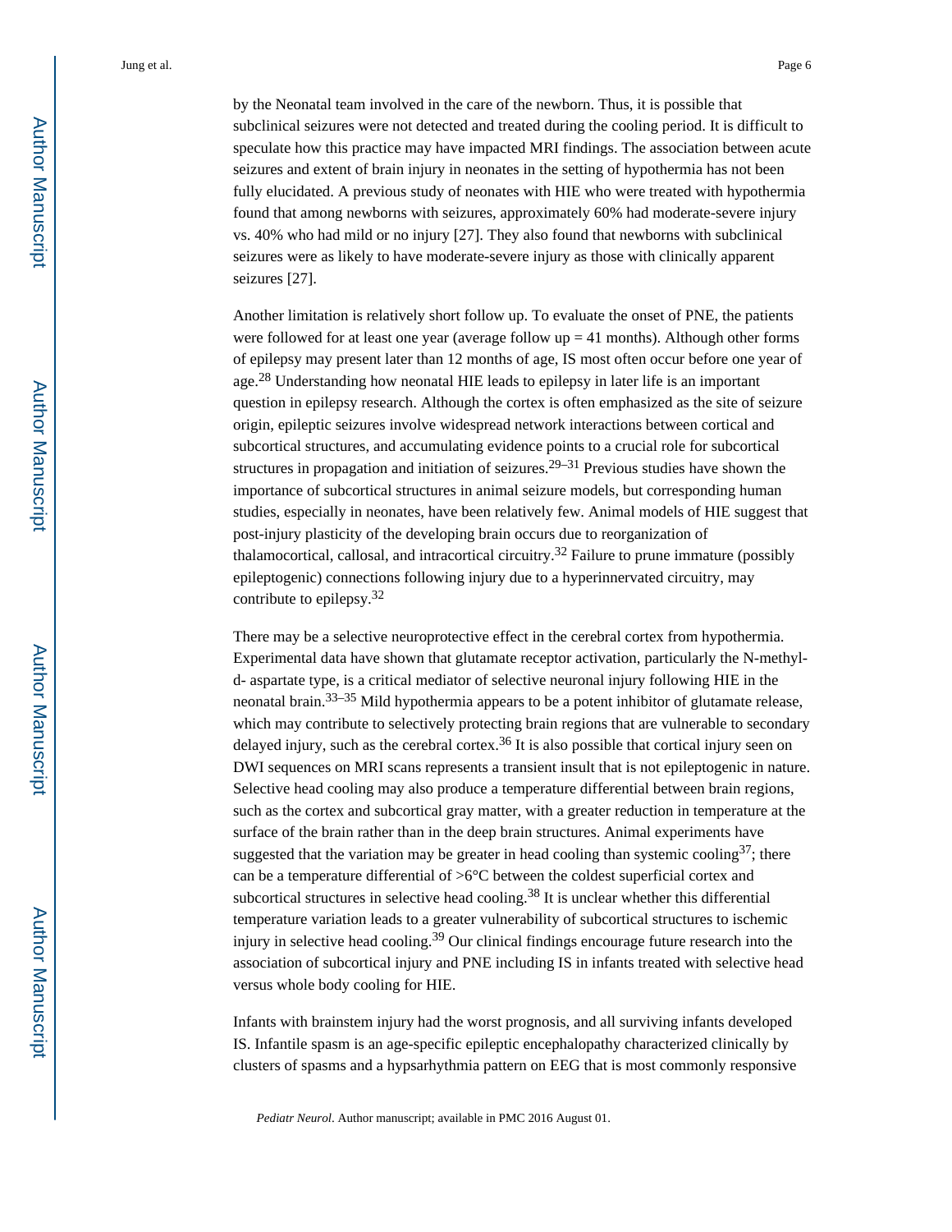by the Neonatal team involved in the care of the newborn. Thus, it is possible that subclinical seizures were not detected and treated during the cooling period. It is difficult to speculate how this practice may have impacted MRI findings. The association between acute seizures and extent of brain injury in neonates in the setting of hypothermia has not been fully elucidated. A previous study of neonates with HIE who were treated with hypothermia found that among newborns with seizures, approximately 60% had moderate-severe injury vs. 40% who had mild or no injury [27]. They also found that newborns with subclinical seizures were as likely to have moderate-severe injury as those with clinically apparent seizures [27].

Another limitation is relatively short follow up. To evaluate the onset of PNE, the patients were followed for at least one year (average follow up = 41 months). Although other forms of epilepsy may present later than 12 months of age, IS most often occur before one year of age.[28] Understanding how neonatal HIE leads to epilepsy in later life is an important question in epilepsy research. Although the cortex is often emphasized as the site of seizure origin, epileptic seizures involve widespread network interactions between cortical and subcortical structures, and accumulating evidence points to a crucial role for subcortical structures in propagation and initiation of seizures.[29–31] Previous studies have shown the importance of subcortical structures in animal seizure models, but corresponding human studies, especially in neonates, have been relatively few. Animal models of HIE suggest that post-injury plasticity of the developing brain occurs due to reorganization of thalamocortical, callosal, and intracortical circuitry.[32] Failure to prune immature (possibly epileptogenic) connections following injury due to a hyperinnervated circuitry, may contribute to epilepsy.[32]

There may be a selective neuroprotective effect in the cerebral cortex from hypothermia. Experimental data have shown that glutamate receptor activation, particularly the N-methyl-d- aspartate type, is a critical mediator of selective neuronal injury following HIE in the neonatal brain.[33–35] Mild hypothermia appears to be a potent inhibitor of glutamate release, which may contribute to selectively protecting brain regions that are vulnerable to secondary delayed injury, such as the cerebral cortex.[36] It is also possible that cortical injury seen on DWI sequences on MRI scans represents a transient insult that is not epileptogenic in nature. Selective head cooling may also produce a temperature differential between brain regions, such as the cortex and subcortical gray matter, with a greater reduction in temperature at the surface of the brain rather than in the deep brain structures. Animal experiments have suggested that the variation may be greater in head cooling than systemic cooling[37]; there can be a temperature differential of >6°C between the coldest superficial cortex and subcortical structures in selective head cooling.[38] It is unclear whether this differential temperature variation leads to a greater vulnerability of subcortical structures to ischemic injury in selective head cooling.[39] Our clinical findings encourage future research into the association of subcortical injury and PNE including IS in infants treated with selective head versus whole body cooling for HIE.

Infants with brainstem injury had the worst prognosis, and all surviving infants developed IS. Infantile spasm is an age-specific epileptic encephalopathy characterized clinically by clusters of spasms and a hypsarhythmia pattern on EEG that is most commonly responsive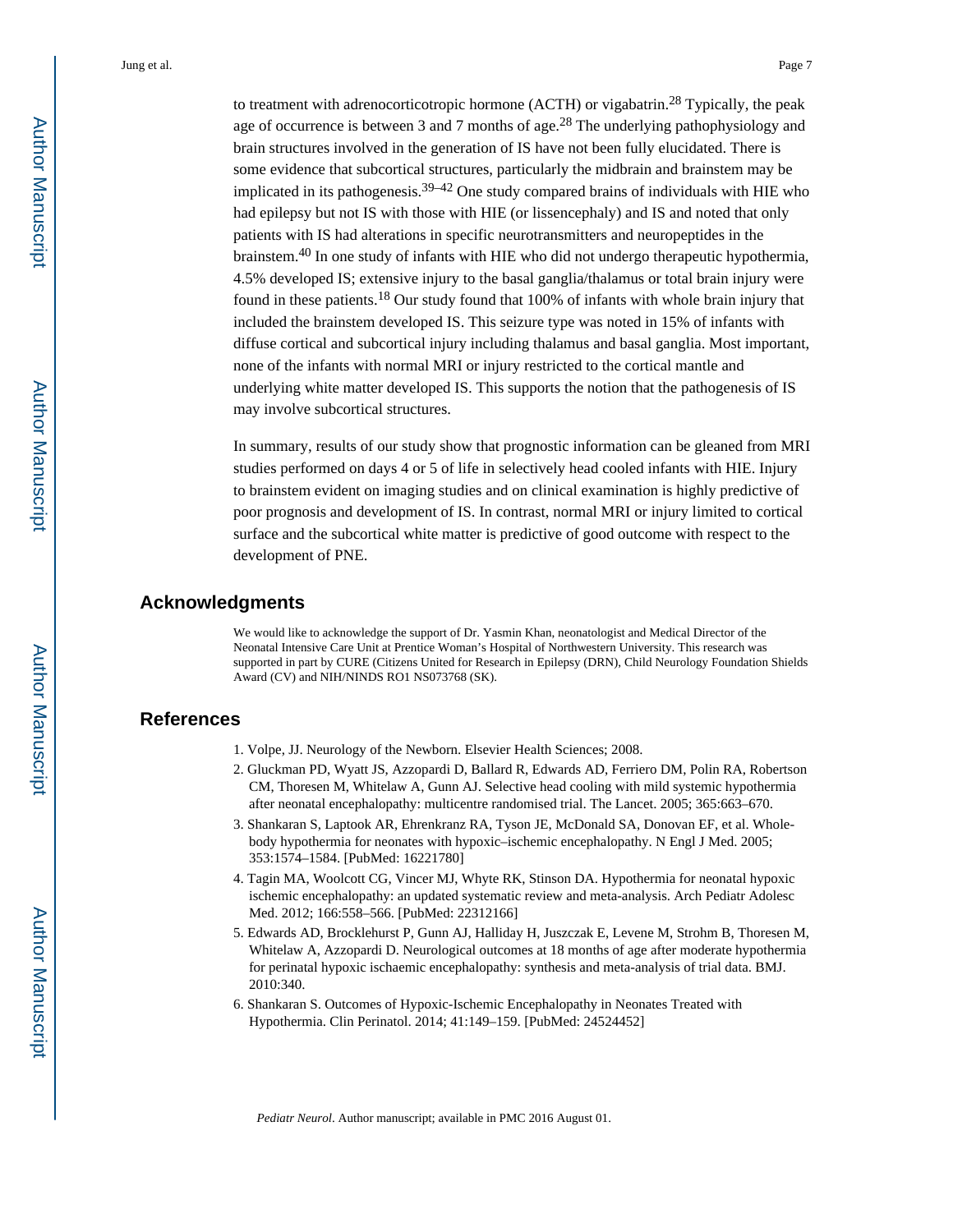to treatment with adrenocorticotropic hormone (ACTH) or vigabatrin.[28] Typically, the peak age of occurrence is between 3 and 7 months of age.[28] The underlying pathophysiology and brain structures involved in the generation of IS have not been fully elucidated. There is some evidence that subcortical structures, particularly the midbrain and brainstem may be implicated in its pathogenesis.[39–42] One study compared brains of individuals with HIE who had epilepsy but not IS with those with HIE (or lissencephaly) and IS and noted that only patients with IS had alterations in specific neurotransmitters and neuropeptides in the brainstem.[40] In one study of infants with HIE who did not undergo therapeutic hypothermia, 4.5% developed IS; extensive injury to the basal ganglia/thalamus or total brain injury were found in these patients.[18] Our study found that 100% of infants with whole brain injury that included the brainstem developed IS. This seizure type was noted in 15% of infants with diffuse cortical and subcortical injury including thalamus and basal ganglia. Most important, none of the infants with normal MRI or injury restricted to the cortical mantle and underlying white matter developed IS. This supports the notion that the pathogenesis of IS may involve subcortical structures.

In summary, results of our study show that prognostic information can be gleaned from MRI studies performed on days 4 or 5 of life in selectively head cooled infants with HIE. Injury to brainstem evident on imaging studies and on clinical examination is highly predictive of poor prognosis and development of IS. In contrast, normal MRI or injury limited to cortical surface and the subcortical white matter is predictive of good outcome with respect to the development of PNE.

## Acknowledgments

We would like to acknowledge the support of Dr. Yasmin Khan, neonatologist and Medical Director of the Neonatal Intensive Care Unit at Prentice Woman's Hospital of Northwestern University. This research was supported in part by CURE (Citizens United for Research in Epilepsy (DRN), Child Neurology Foundation Shields Award (CV) and NIH/NINDS RO1 NS073768 (SK).

## References

1. Volpe, JJ. Neurology of the Newborn. Elsevier Health Sciences; 2008.
2. Gluckman PD, Wyatt JS, Azzopardi D, Ballard R, Edwards AD, Ferriero DM, Polin RA, Robertson CM, Thoresen M, Whitelaw A, Gunn AJ. Selective head cooling with mild systemic hypothermia after neonatal encephalopathy: multicentre randomised trial. The Lancet. 2005; 365:663–670.
3. Shankaran S, Laptook AR, Ehrenkranz RA, Tyson JE, McDonald SA, Donovan EF, et al. Whole-body hypothermia for neonates with hypoxic–ischemic encephalopathy. N Engl J Med. 2005; 353:1574–1584. [PubMed: 16221780]
4. Tagin MA, Woolcott CG, Vincer MJ, Whyte RK, Stinson DA. Hypothermia for neonatal hypoxic ischemic encephalopathy: an updated systematic review and meta-analysis. Arch Pediatr Adolesc Med. 2012; 166:558–566. [PubMed: 22312166]
5. Edwards AD, Brocklehurst P, Gunn AJ, Halliday H, Juszczak E, Levene M, Strohm B, Thoresen M, Whitelaw A, Azzopardi D. Neurological outcomes at 18 months of age after moderate hypothermia for perinatal hypoxic ischaemic encephalopathy: synthesis and meta-analysis of trial data. BMJ. 2010:340.
6. Shankaran S. Outcomes of Hypoxic-Ischemic Encephalopathy in Neonates Treated with Hypothermia. Clin Perinatol. 2014; 41:149–159. [PubMed: 24524452]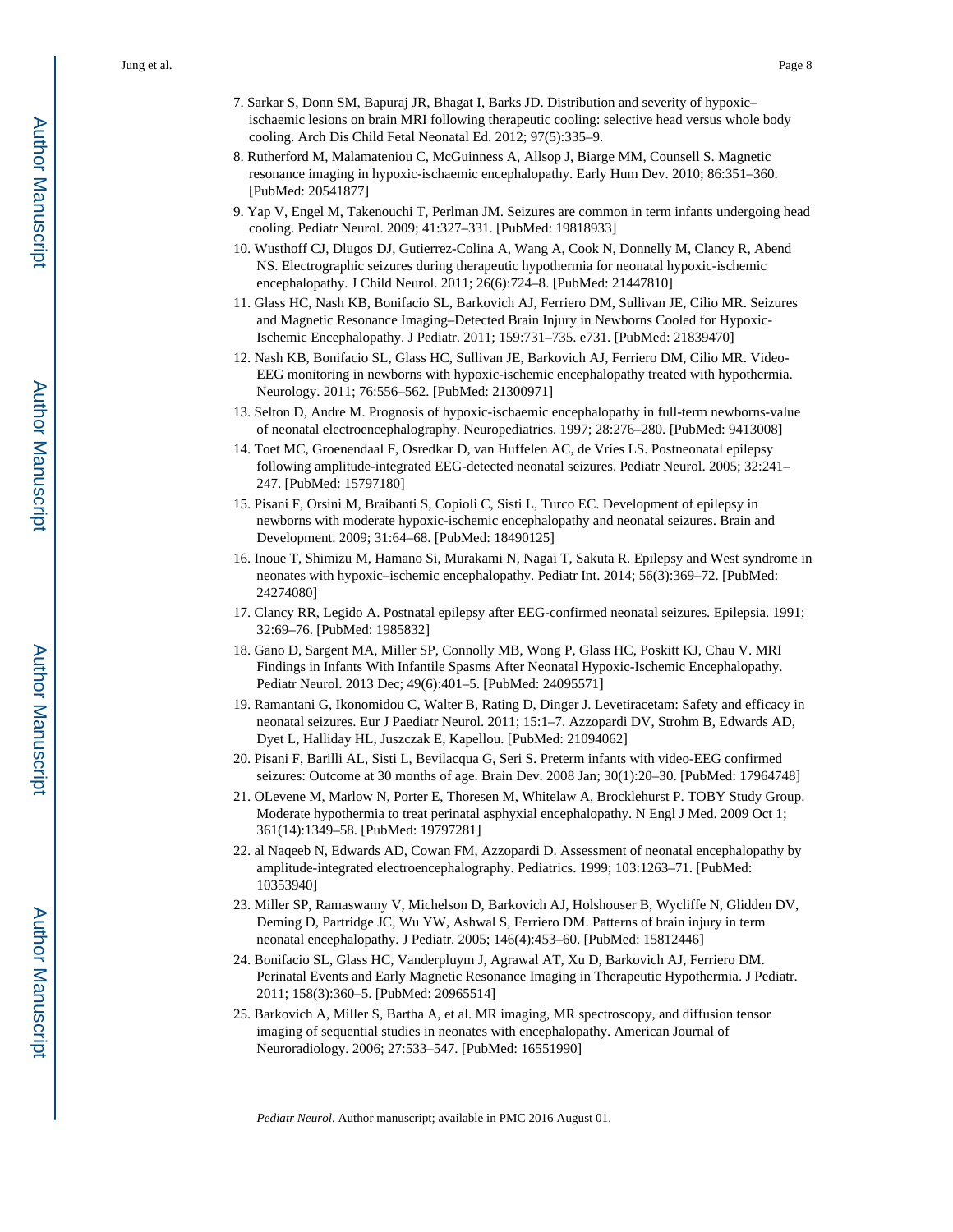7. Sarkar S, Donn SM, Bapuraj JR, Bhagat I, Barks JD. Distribution and severity of hypoxic–ischaemic lesions on brain MRI following therapeutic cooling: selective head versus whole body cooling. Arch Dis Child Fetal Neonatal Ed. 2012; 97(5):335–9.
8. Rutherford M, Malamateniou C, McGuinness A, Allsop J, Biarge MM, Counsell S. Magnetic resonance imaging in hypoxic-ischaemic encephalopathy. Early Hum Dev. 2010; 86:351–360. [PubMed: 20541877]
9. Yap V, Engel M, Takenouchi T, Perlman JM. Seizures are common in term infants undergoing head cooling. Pediatr Neurol. 2009; 41:327–331. [PubMed: 19818933]
10. Wusthoff CJ, Dlugos DJ, Gutierrez-Colina A, Wang A, Cook N, Donnelly M, Clancy R, Abend NS. Electrographic seizures during therapeutic hypothermia for neonatal hypoxic-ischemic encephalopathy. J Child Neurol. 2011; 26(6):724–8. [PubMed: 21447810]
11. Glass HC, Nash KB, Bonifacio SL, Barkovich AJ, Ferriero DM, Sullivan JE, Cilio MR. Seizures and Magnetic Resonance Imaging–Detected Brain Injury in Newborns Cooled for Hypoxic-Ischemic Encephalopathy. J Pediatr. 2011; 159:731–735. e731. [PubMed: 21839470]
12. Nash KB, Bonifacio SL, Glass HC, Sullivan JE, Barkovich AJ, Ferriero DM, Cilio MR. Video-EEG monitoring in newborns with hypoxic-ischemic encephalopathy treated with hypothermia. Neurology. 2011; 76:556–562. [PubMed: 21300971]
13. Selton D, Andre M. Prognosis of hypoxic-ischaemic encephalopathy in full-term newborns-value of neonatal electroencephalography. Neuropediatrics. 1997; 28:276–280. [PubMed: 9413008]
14. Toet MC, Groenendaal F, Osredkar D, van Huffelen AC, de Vries LS. Postneonatal epilepsy following amplitude-integrated EEG-detected neonatal seizures. Pediatr Neurol. 2005; 32:241–247. [PubMed: 15797180]
15. Pisani F, Orsini M, Braibanti S, Copioli C, Sisti L, Turco EC. Development of epilepsy in newborns with moderate hypoxic-ischemic encephalopathy and neonatal seizures. Brain and Development. 2009; 31:64–68. [PubMed: 18490125]
16. Inoue T, Shimizu M, Hamano Si, Murakami N, Nagai T, Sakuta R. Epilepsy and West syndrome in neonates with hypoxic–ischemic encephalopathy. Pediatr Int. 2014; 56(3):369–72. [PubMed: 24274080]
17. Clancy RR, Legido A. Postnatal epilepsy after EEG-confirmed neonatal seizures. Epilepsia. 1991; 32:69–76. [PubMed: 1985832]
18. Gano D, Sargent MA, Miller SP, Connolly MB, Wong P, Glass HC, Poskitt KJ, Chau V. MRI Findings in Infants With Infantile Spasms After Neonatal Hypoxic-Ischemic Encephalopathy. Pediatr Neurol. 2013 Dec; 49(6):401–5. [PubMed: 24095571]
19. Ramantani G, Ikonomidou C, Walter B, Rating D, Dinger J. Levetiracetam: Safety and efficacy in neonatal seizures. Eur J Paediatr Neurol. 2011; 15:1–7. Azzopardi DV, Strohm B, Edwards AD, Dyet L, Halliday HL, Juszczak E, Kapellou. [PubMed: 21094062]
20. Pisani F, Barilli AL, Sisti L, Bevilacqua G, Seri S. Preterm infants with video-EEG confirmed seizures: Outcome at 30 months of age. Brain Dev. 2008 Jan; 30(1):20–30. [PubMed: 17964748]
21. OLevene M, Marlow N, Porter E, Thoresen M, Whitelaw A, Brocklehurst P. TOBY Study Group. Moderate hypothermia to treat perinatal asphyxial encephalopathy. N Engl J Med. 2009 Oct 1; 361(14):1349–58. [PubMed: 19797281]
22. al Naqeeb N, Edwards AD, Cowan FM, Azzopardi D. Assessment of neonatal encephalopathy by amplitude-integrated electroencephalography. Pediatrics. 1999; 103:1263–71. [PubMed: 10353940]
23. Miller SP, Ramaswamy V, Michelson D, Barkovich AJ, Holshouser B, Wycliffe N, Glidden DV, Deming D, Partridge JC, Wu YW, Ashwal S, Ferriero DM. Patterns of brain injury in term neonatal encephalopathy. J Pediatr. 2005; 146(4):453–60. [PubMed: 15812446]
24. Bonifacio SL, Glass HC, Vanderpluym J, Agrawal AT, Xu D, Barkovich AJ, Ferriero DM. Perinatal Events and Early Magnetic Resonance Imaging in Therapeutic Hypothermia. J Pediatr. 2011; 158(3):360–5. [PubMed: 20965514]
25. Barkovich A, Miller S, Bartha A, et al. MR imaging, MR spectroscopy, and diffusion tensor imaging of sequential studies in neonates with encephalopathy. American Journal of Neuroradiology. 2006; 27:533–547. [PubMed: 16551990]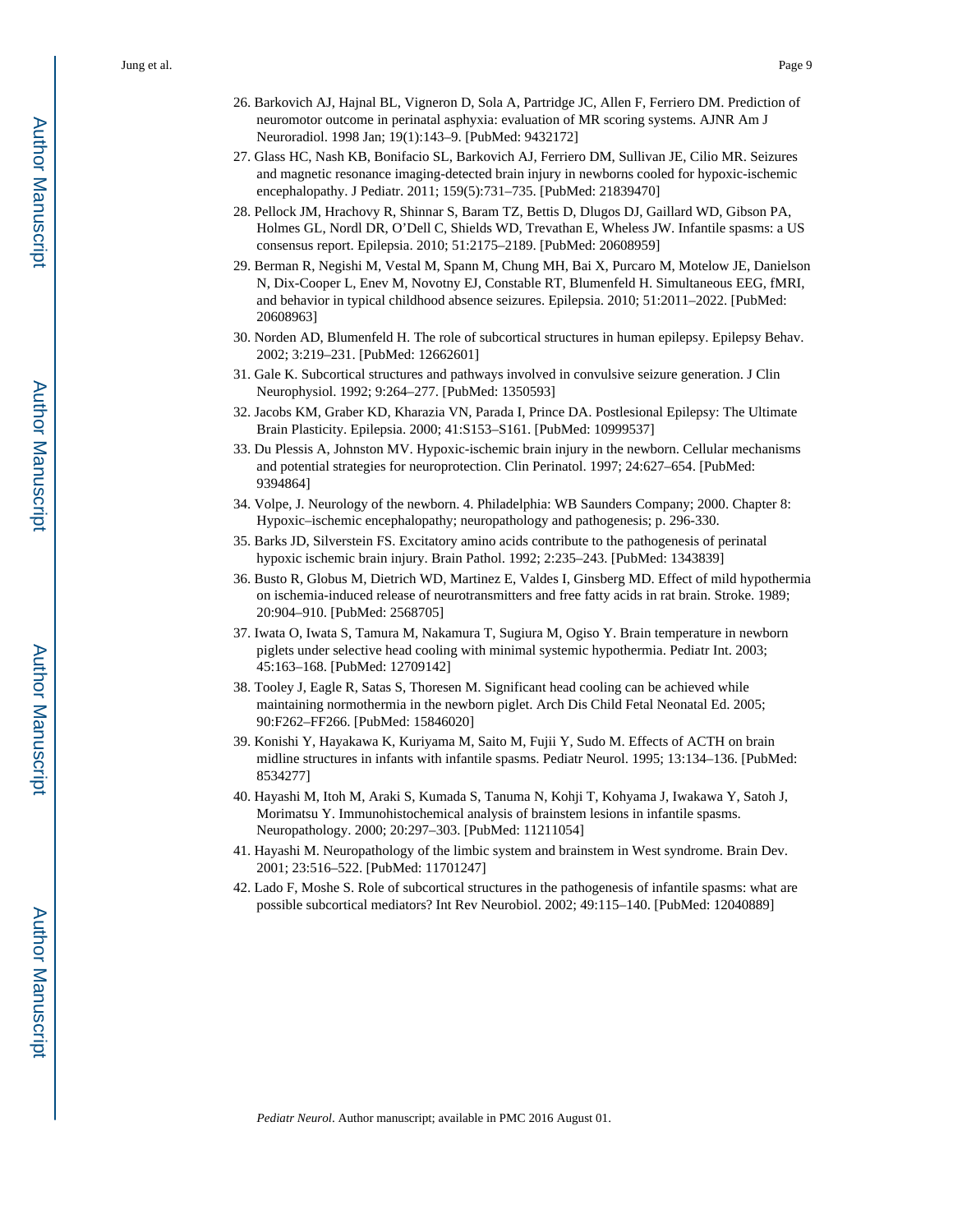26. Barkovich AJ, Hajnal BL, Vigneron D, Sola A, Partridge JC, Allen F, Ferriero DM. Prediction of neuromotor outcome in perinatal asphyxia: evaluation of MR scoring systems. AJNR Am J Neuroradiol. 1998 Jan; 19(1):143–9. [PubMed: 9432172]
27. Glass HC, Nash KB, Bonifacio SL, Barkovich AJ, Ferriero DM, Sullivan JE, Cilio MR. Seizures and magnetic resonance imaging-detected brain injury in newborns cooled for hypoxic-ischemic encephalopathy. J Pediatr. 2011; 159(5):731–735. [PubMed: 21839470]
28. Pellock JM, Hrachovy R, Shinnar S, Baram TZ, Bettis D, Dlugos DJ, Gaillard WD, Gibson PA, Holmes GL, Nordl DR, O'Dell C, Shields WD, Trevathan E, Wheless JW. Infantile spasms: a US consensus report. Epilepsia. 2010; 51:2175–2189. [PubMed: 20608959]
29. Berman R, Negishi M, Vestal M, Spann M, Chung MH, Bai X, Purcaro M, Motelow JE, Danielson N, Dix-Cooper L, Enev M, Novotny EJ, Constable RT, Blumenfeld H. Simultaneous EEG, fMRI, and behavior in typical childhood absence seizures. Epilepsia. 2010; 51:2011–2022. [PubMed: 20608963]
30. Norden AD, Blumenfeld H. The role of subcortical structures in human epilepsy. Epilepsy Behav. 2002; 3:219–231. [PubMed: 12662601]
31. Gale K. Subcortical structures and pathways involved in convulsive seizure generation. J Clin Neurophysiol. 1992; 9:264–277. [PubMed: 1350593]
32. Jacobs KM, Graber KD, Kharazia VN, Parada I, Prince DA. Postlesional Epilepsy: The Ultimate Brain Plasticity. Epilepsia. 2000; 41:S153–S161. [PubMed: 10999537]
33. Du Plessis A, Johnston MV. Hypoxic-ischemic brain injury in the newborn. Cellular mechanisms and potential strategies for neuroprotection. Clin Perinatol. 1997; 24:627–654. [PubMed: 9394864]
34. Volpe, J. Neurology of the newborn. 4. Philadelphia: WB Saunders Company; 2000. Chapter 8: Hypoxic–ischemic encephalopathy; neuropathology and pathogenesis; p. 296-330.
35. Barks JD, Silverstein FS. Excitatory amino acids contribute to the pathogenesis of perinatal hypoxic ischemic brain injury. Brain Pathol. 1992; 2:235–243. [PubMed: 1343839]
36. Busto R, Globus M, Dietrich WD, Martinez E, Valdes I, Ginsberg MD. Effect of mild hypothermia on ischemia-induced release of neurotransmitters and free fatty acids in rat brain. Stroke. 1989; 20:904–910. [PubMed: 2568705]
37. Iwata O, Iwata S, Tamura M, Nakamura T, Sugiura M, Ogiso Y. Brain temperature in newborn piglets under selective head cooling with minimal systemic hypothermia. Pediatr Int. 2003; 45:163–168. [PubMed: 12709142]
38. Tooley J, Eagle R, Satas S, Thoresen M. Significant head cooling can be achieved while maintaining normothermia in the newborn piglet. Arch Dis Child Fetal Neonatal Ed. 2005; 90:F262–FF266. [PubMed: 15846020]
39. Konishi Y, Hayakawa K, Kuriyama M, Saito M, Fujii Y, Sudo M. Effects of ACTH on brain midline structures in infants with infantile spasms. Pediatr Neurol. 1995; 13:134–136. [PubMed: 8534277]
40. Hayashi M, Itoh M, Araki S, Kumada S, Tanuma N, Kohji T, Kohyama J, Iwakawa Y, Satoh J, Morimatsu Y. Immunohistochemical analysis of brainstem lesions in infantile spasms. Neuropathology. 2000; 20:297–303. [PubMed: 11211054]
41. Hayashi M. Neuropathology of the limbic system and brainstem in West syndrome. Brain Dev. 2001; 23:516–522. [PubMed: 11701247]
42. Lado F, Moshe S. Role of subcortical structures in the pathogenesis of infantile spasms: what are possible subcortical mediators? Int Rev Neurobiol. 2002; 49:115–140. [PubMed: 12040889]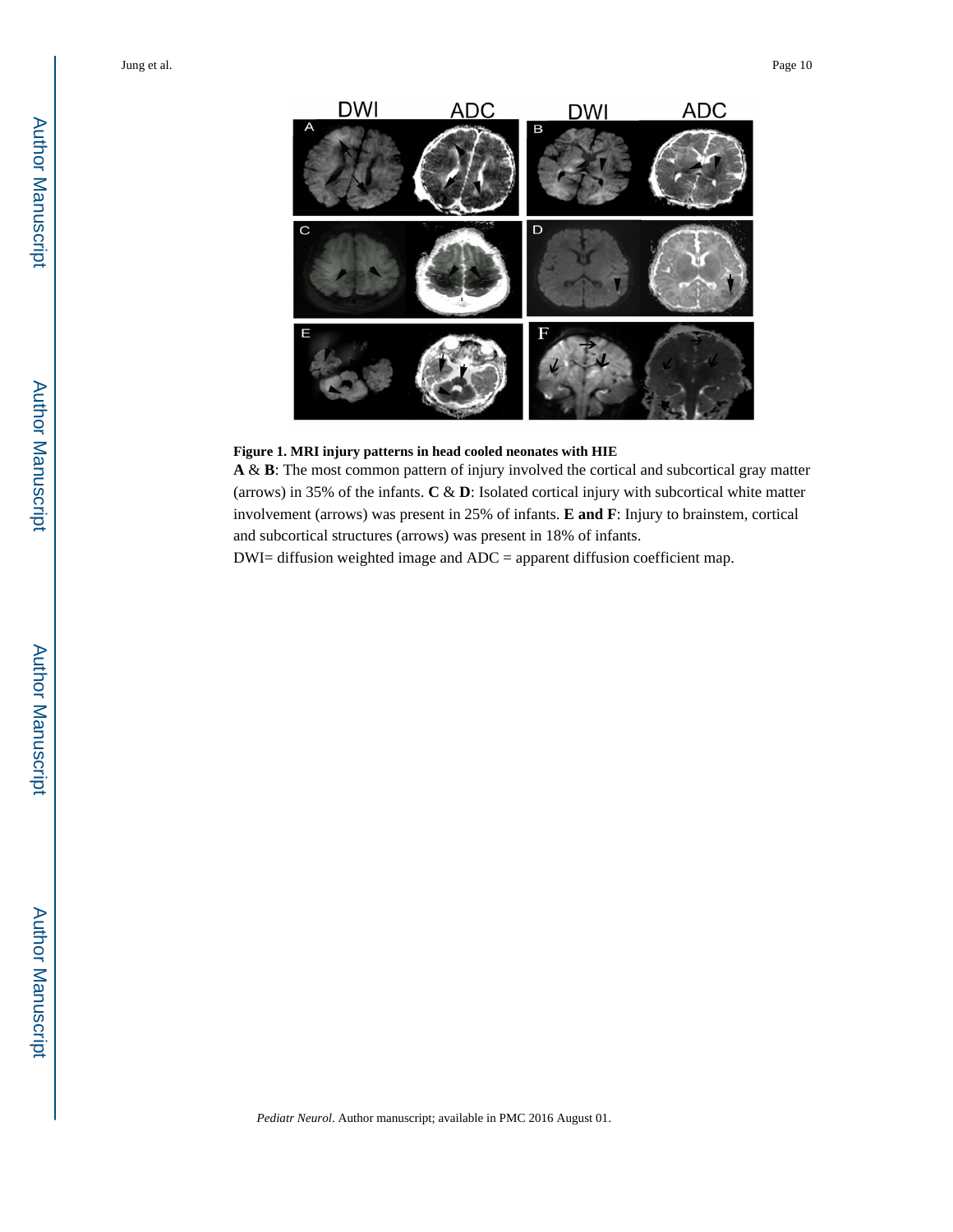**Figure 1. MRI injury patterns in head cooled neonates with HIE**

**A** & **B**: The most common pattern of injury involved the cortical and subcortical gray matter (arrows) in 35% of the infants. **C** & **D**: Isolated cortical injury with subcortical white matter involvement (arrows) was present in 25% of infants. **E and F**: Injury to brainstem, cortical and subcortical structures (arrows) was present in 18% of infants.

DWI= diffusion weighted image and ADC = apparent diffusion coefficient map.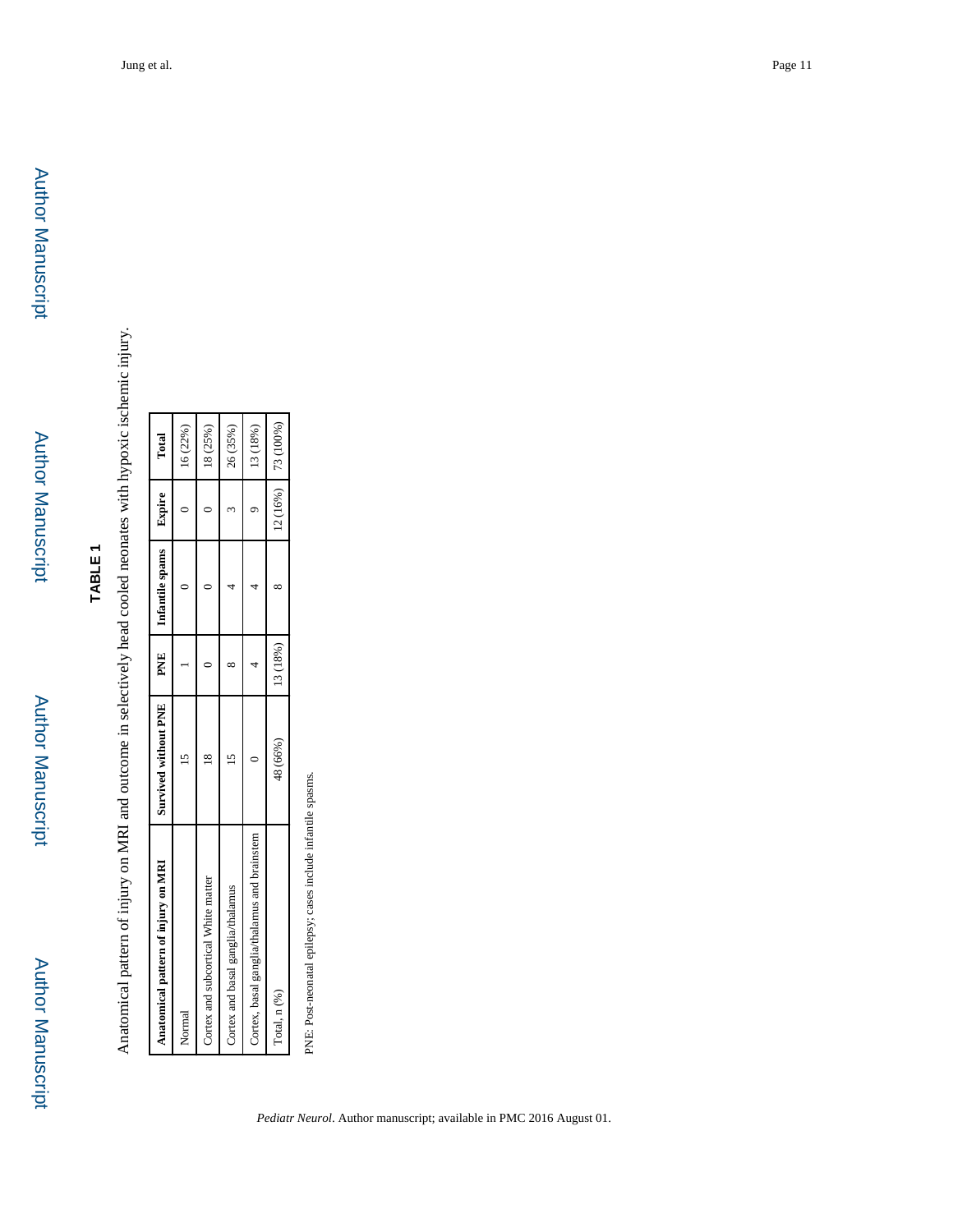## TABLE 1

Anatomical pattern of injury on MRI and outcome in selectively head cooled neonates with hypoxic ischemic injury.

| Anatomical pattern of injury on MRI | Survived without PNE | PNE | Infantile spams | Expire | Total |
|---|---|---|---|---|---|
| Normal | 15 | 1 | 0 | 0 | 16 (22%) |
| Cortex and subcortical White matter | 18 | 0 | 0 | 0 | 18 (25%) |
| Cortex and basal ganglia/thalamus | 15 | 8 | 4 | 3 | 26 (35%) |
| Cortex, basal ganglia/thalamus and brainstem | 0 | 4 | 4 | 9 | 13 (18%) |
| Total, n (%) | 48 (66%) | 13 (18%) | 8 | 12 (16%) | 73 (100%) |

PNE: Post-neonatal epilepsy; cases include infantile spasms.